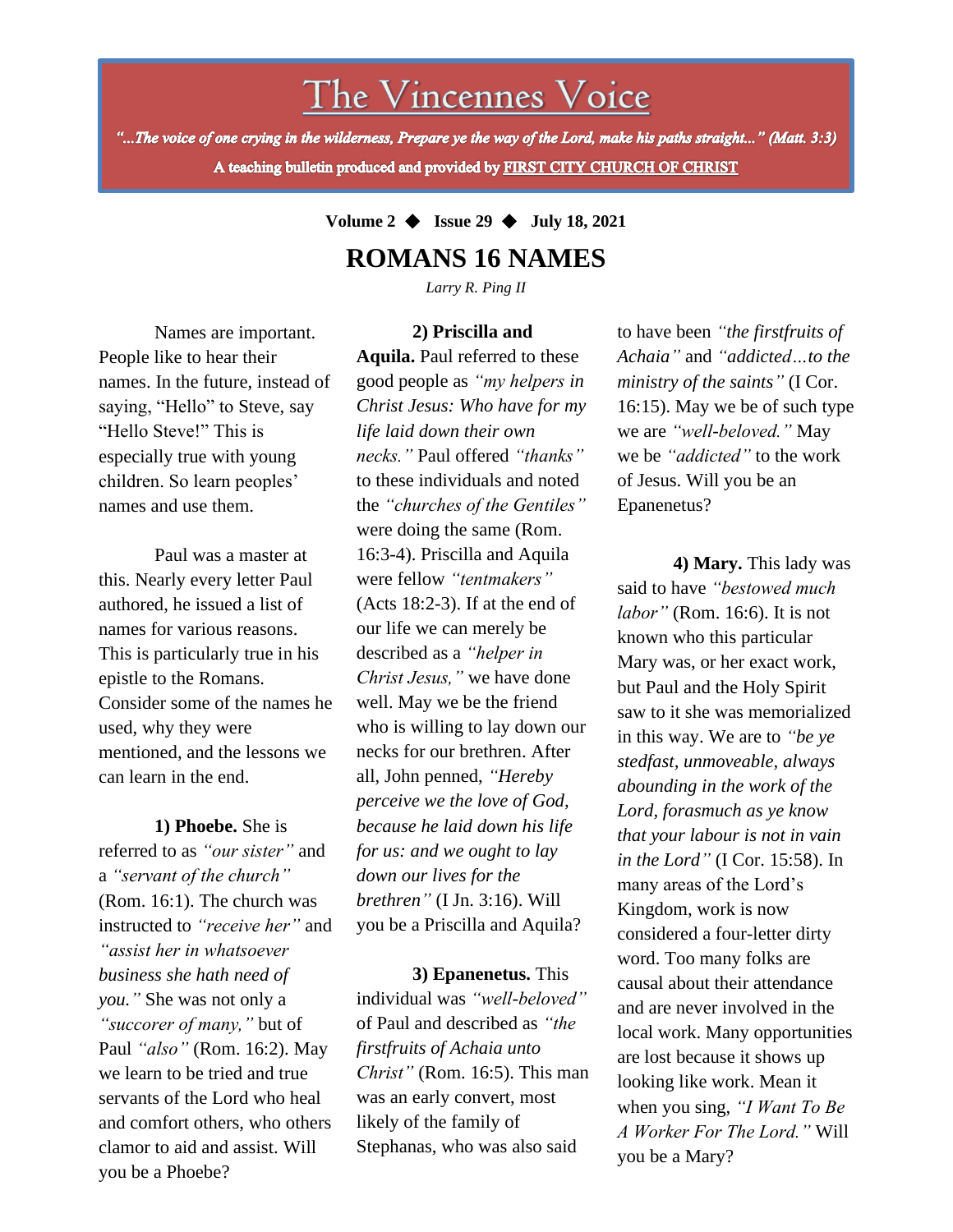# The Vincennes Voice

*"...The voice of one crying in the wilderness, Prepare ye the way of the Lord, make his paths straight..." (Matt. 3:3)*

**A teaching bulletin produced and provided by FIRST CITY CHURCH OF CHRIST**

**Volume 2 ◆ Issue 29 ◆ July 18, 2021**

## ROMANS 16 NAMES

*Larry R. Ping II*

Names are important. People like to hear their names. In the future, instead of saying, "Hello" to Steve, say "Hello Steve!" This is especially true with young children. So learn peoples' names and use them.

Paul was a master at this. Nearly every letter Paul authored, he issued a list of names for various reasons. This is particularly true in his epistle to the Romans. Consider some of the names he used, why they were mentioned, and the lessons we can learn in the end.

**1) Phoebe.** She is referred to as *"our sister"* and a *"servant of the church"* (Rom. 16:1). The church was instructed to *"receive her"* and *"assist her in whatsoever business she hath need of you."* She was not only a *"succorer of many,"* but of Paul *"also"* (Rom. 16:2). May we learn to be tried and true servants of the Lord who heal and comfort others, who others clamor to aid and assist. Will you be a Phoebe?

**2) Priscilla and Aquila.** Paul referred to these good people as *"my helpers in Christ Jesus: Who have for my life laid down their own necks."* Paul offered *"thanks"* to these individuals and noted the *"churches of the Gentiles"* were doing the same (Rom. 16:3-4). Priscilla and Aquila were fellow *"tentmakers"* (Acts 18:2-3). If at the end of our life we can merely be described as a *"helper in Christ Jesus,"* we have done well. May we be the friend who is willing to lay down our necks for our brethren. After all, John penned, *"Hereby perceive we the love of God, because he laid down his life for us: and we ought to lay down our lives for the brethren"* (I Jn. 3:16). Will you be a Priscilla and Aquila?

**3) Epanenetus.** This individual was *"well-beloved"* of Paul and described as *"the firstfruits of Achaia unto Christ"* (Rom. 16:5). This man was an early convert, most likely of the family of Stephanas, who was also said to have been *"the firstfruits of Achaia"* and *"addicted…to the ministry of the saints"* (I Cor. 16:15). May we be of such type we are *"well-beloved."* May we be *"addicted"* to the work of Jesus. Will you be an Epanenetus?

**4) Mary.** This lady was said to have *"bestowed much labor"* (Rom. 16:6). It is not known who this particular Mary was, or her exact work, but Paul and the Holy Spirit saw to it she was memorialized in this way. We are to *"be ye stedfast, unmoveable, always abounding in the work of the Lord, forasmuch as ye know that your labour is not in vain in the Lord"* (I Cor. 15:58). In many areas of the Lord's Kingdom, work is now considered a four-letter dirty word. Too many folks are causal about their attendance and are never involved in the local work. Many opportunities are lost because it shows up looking like work. Mean it when you sing, *"I Want To Be A Worker For The Lord."* Will you be a Mary?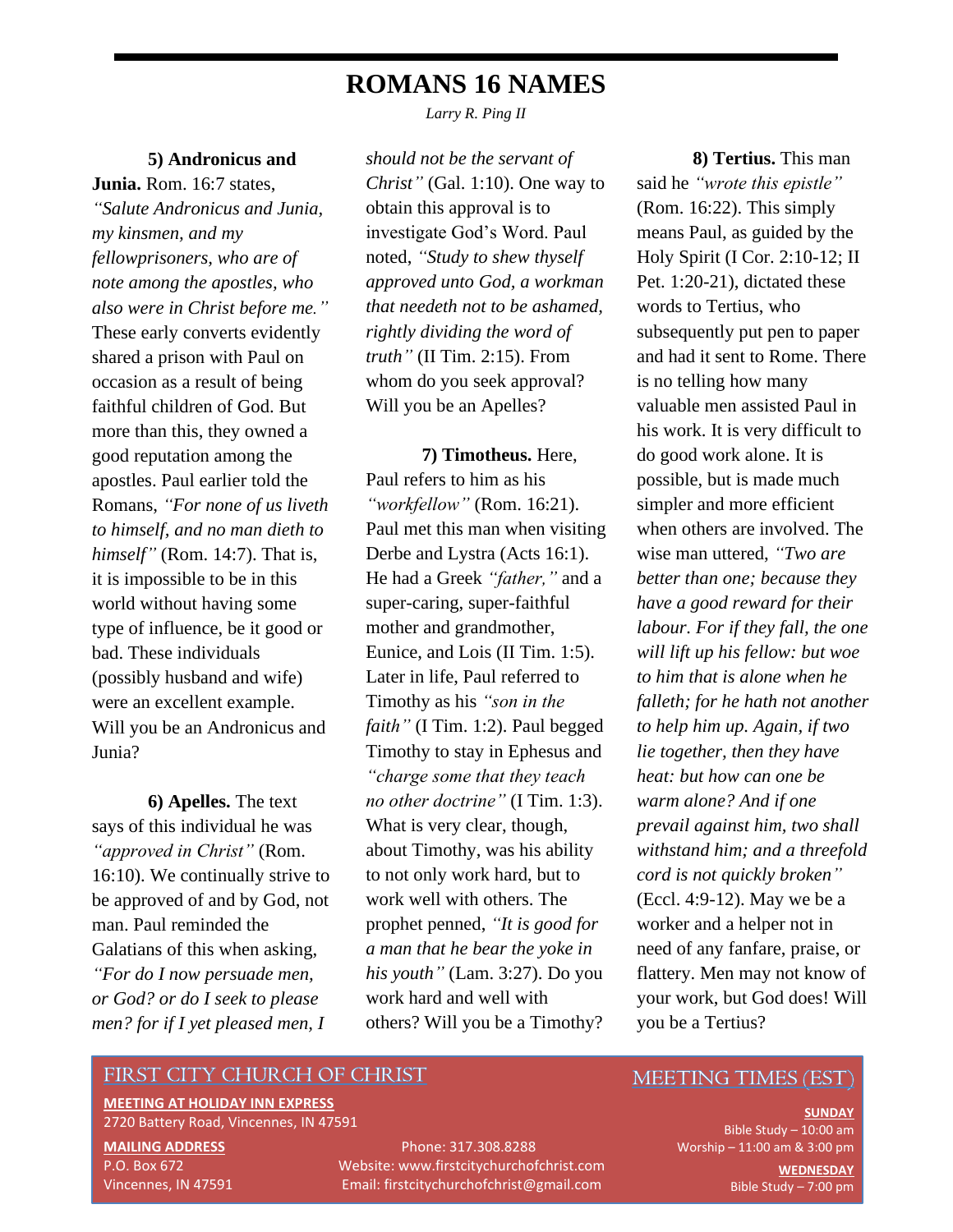# ROMANS 16 NAMES

*Larry R. Ping II*

**5) Andronicus and Junia.** Rom. 16:7 states, *"Salute Andronicus and Junia, my kinsmen, and my fellowprisoners, who are of note among the apostles, who also were in Christ before me."* These early converts evidently shared a prison with Paul on occasion as a result of being faithful children of God. But more than this, they owned a good reputation among the apostles. Paul earlier told the Romans, *"For none of us liveth to himself, and no man dieth to himself"* (Rom. 14:7). That is, it is impossible to be in this world without having some type of influence, be it good or bad. These individuals (possibly husband and wife) were an excellent example. Will you be an Andronicus and Junia?

**6) Apelles.** The text says of this individual he was *"approved in Christ"* (Rom. 16:10). We continually strive to be approved of and by God, not man. Paul reminded the Galatians of this when asking, *"For do I now persuade men, or God? or do I seek to please men? for if I yet pleased men, I should not be the servant of Christ"* (Gal. 1:10). One way to obtain this approval is to investigate God's Word. Paul noted, *"Study to shew thyself approved unto God, a workman that needeth not to be ashamed, rightly dividing the word of truth"* (II Tim. 2:15). From whom do you seek approval? Will you be an Apelles?

**7) Timotheus.** Here, Paul refers to him as his *"workfellow"* (Rom. 16:21). Paul met this man when visiting Derbe and Lystra (Acts 16:1). He had a Greek *"father,"* and a super-caring, super-faithful mother and grandmother, Eunice, and Lois (II Tim. 1:5). Later in life, Paul referred to Timothy as his *"son in the faith"* (I Tim. 1:2). Paul begged Timothy to stay in Ephesus and *"charge some that they teach no other doctrine"* (I Tim. 1:3). What is very clear, though, about Timothy, was his ability to not only work hard, but to work well with others. The prophet penned, *"It is good for a man that he bear the yoke in his youth"* (Lam. 3:27). Do you work hard and well with others? Will you be a Timothy?

**8) Tertius.** This man said he *"wrote this epistle"* (Rom. 16:22). This simply means Paul, as guided by the Holy Spirit (I Cor. 2:10-12; II Pet. 1:20-21), dictated these words to Tertius, who subsequently put pen to paper and had it sent to Rome. There is no telling how many valuable men assisted Paul in his work. It is very difficult to do good work alone. It is possible, but is made much simpler and more efficient when others are involved. The wise man uttered, *"Two are better than one; because they have a good reward for their labour. For if they fall, the one will lift up his fellow: but woe to him that is alone when he falleth; for he hath not another to help him up. Again, if two lie together, then they have heat: but how can one be warm alone? And if one prevail against him, two shall withstand him; and a threefold cord is not quickly broken"* (Eccl. 4:9-12). May we be a worker and a helper not in need of any fanfare, praise, or flattery. Men may not know of your work, but God does! Will you be a Tertius?

## FIRST CITY CHURCH OF CHRIST

**MEETING AT HOLIDAY INN EXPRESS**
2720 Battery Road, Vincennes, IN 47591

**MAILING ADDRESS**
P.O. Box 672
Vincennes, IN 47591

Phone: 317.308.8288
Website: www.firstcitychurchofchrist.com
Email: firstcitychurchofchrist@gmail.com

## MEETING TIMES (EST)

**SUNDAY**
Bible Study – 10:00 am
Worship – 11:00 am & 3:00 pm

**WEDNESDAY**
Bible Study – 7:00 pm